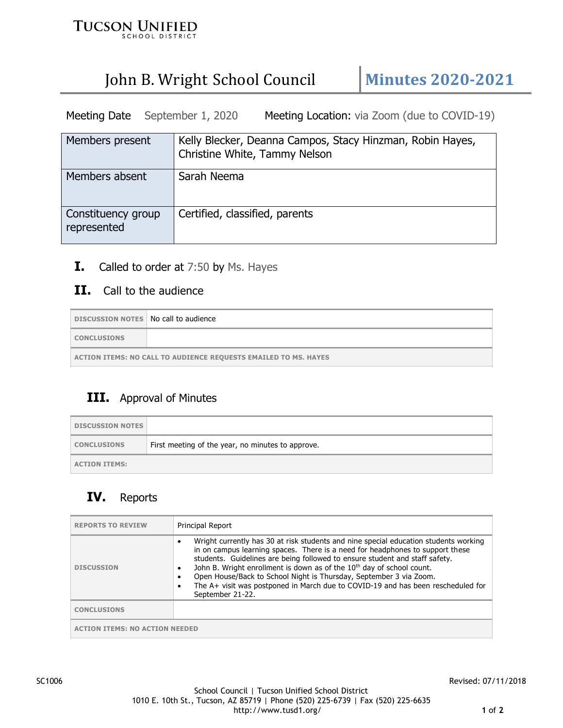TUCSON UNIFIED SCHOOL DISTRICT

# John B. Wright School Council — Minutes 2020-2021

Meeting Date September 1, 2020 Meeting Location: via Zoom (due to COVID-19)

| | |
|---|---|
| Members present | Kelly Blecker, Deanna Campos, Stacy Hinzman, Robin Hayes, Christine White, Tammy Nelson |
| Members absent | Sarah Neema |
| Constituency group represented | Certified, classified, parents |

## I. Called to order at 7:50 by Ms. Hayes

## II. Call to the audience

| | |
|---|---|
| DISCUSSION NOTES | No call to audience |
| CONCLUSIONS | |
| ACTION ITEMS: NO CALL TO AUDIENCE REQUESTS EMAILED TO MS. HAYES | |

## III. Approval of Minutes

| | |
|---|---|
| DISCUSSION NOTES | |
| CONCLUSIONS | First meeting of the year, no minutes to approve. |
| ACTION ITEMS: | |

## IV. Reports

| | |
|---|---|
| REPORTS TO REVIEW | Principal Report |
| DISCUSSION | • Wright currently has 30 at risk students and nine special education students working in on campus learning spaces. There is a need for headphones to support these students. Guidelines are being followed to ensure student and staff safety.<br>• John B. Wright enrollment is down as of the 10th day of school count.<br>• Open House/Back to School Night is Thursday, September 3 via Zoom.<br>• The A+ visit was postponed in March due to COVID-19 and has been rescheduled for September 21-22. |
| CONCLUSIONS | |
| ACTION ITEMS: NO ACTION NEEDED | |

SC1006 Revised: 07/11/2018

School Council | Tucson Unified School District
1010 E. 10th St., Tucson, AZ 85719 | Phone (520) 225-6739 | Fax (520) 225-6635
http://www.tusd1.org/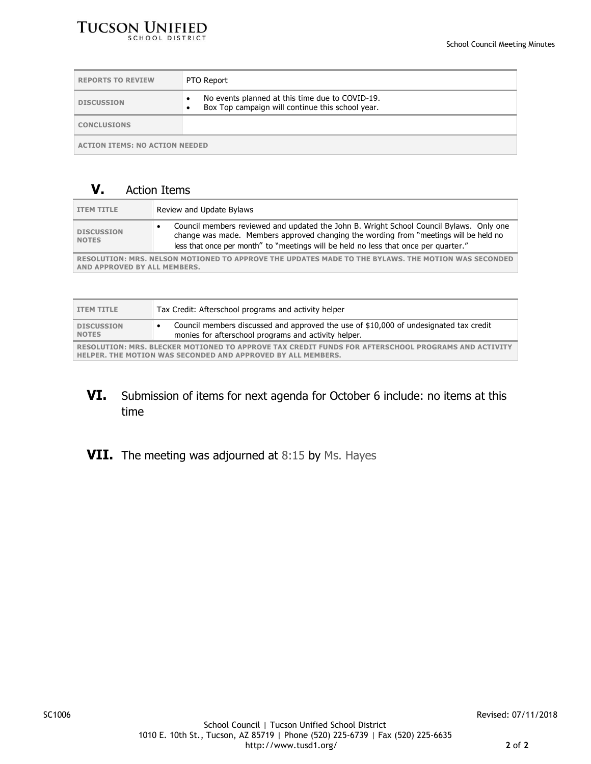| | |
|---|---|
| **REPORTS TO REVIEW** | PTO Report |
| **DISCUSSION** | • No events planned at this time due to COVID-19.<br>• Box Top campaign will continue this school year. |
| **CONCLUSIONS** | |
| **ACTION ITEMS: NO ACTION NEEDED** | |

## V. Action Items

| | |
|---|---|
| **ITEM TITLE** | Review and Update Bylaws |
| **DISCUSSION NOTES** | • Council members reviewed and updated the John B. Wright School Council Bylaws. Only one change was made. Members approved changing the wording from "meetings will be held no less that once per month" to "meetings will be held no less that once per quarter." |
| **RESOLUTION: MRS. NELSON MOTIONED TO APPROVE THE UPDATES MADE TO THE BYLAWS. THE MOTION WAS SECONDED AND APPROVED BY ALL MEMBERS.** | |

| | |
|---|---|
| **ITEM TITLE** | Tax Credit: Afterschool programs and activity helper |
| **DISCUSSION NOTES** | • Council members discussed and approved the use of $10,000 of undesignated tax credit monies for afterschool programs and activity helper. |
| **RESOLUTION: MRS. BLECKER MOTIONED TO APPROVE TAX CREDIT FUNDS FOR AFTERSCHOOL PROGRAMS AND ACTIVITY HELPER. THE MOTION WAS SECONDED AND APPROVED BY ALL MEMBERS.** | |

## VI. Submission of items for next agenda for October 6 include: no items at this time

## VII. The meeting was adjourned at 8:15 by Ms. Hayes

SC1006

Revised: 07/11/2018

School Council | Tucson Unified School District
1010 E. 10th St., Tucson, AZ 85719 | Phone (520) 225-6739 | Fax (520) 225-6635
http://www.tusd1.org/